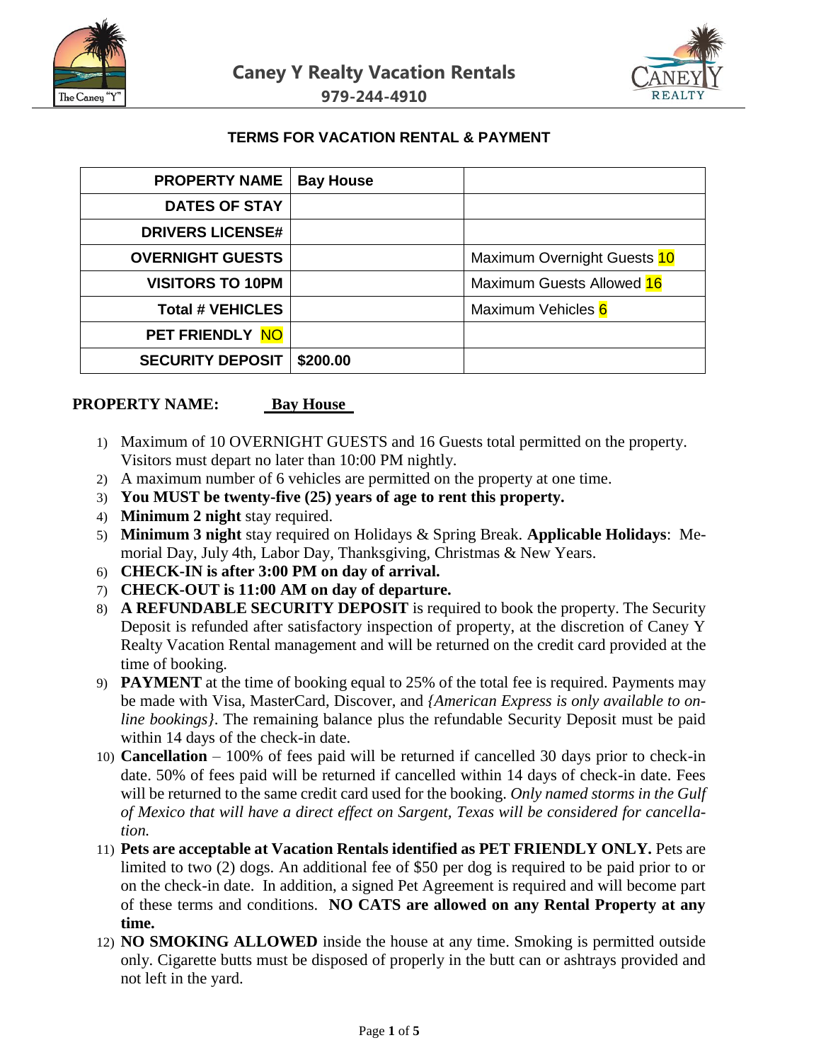# Caney Y Realty Vacation Rentals

**979-244-4910**

## TERMS FOR VACATION RENTAL & PAYMENT

| | | |
|---|---|---|
| **PROPERTY NAME** | **Bay House** | |
| **DATES OF STAY** | | |
| **DRIVERS LICENSE#** | | |
| **OVERNIGHT GUESTS** | | Maximum Overnight Guests 10 |
| **VISITORS TO 10PM** | | Maximum Guests Allowed 16 |
| **Total # VEHICLES** | | Maximum Vehicles 6 |
| **PET FRIENDLY** NO | | |
| **SECURITY DEPOSIT** | **$200.00** | |

**PROPERTY NAME:** **Bay House**

1) Maximum of 10 OVERNIGHT GUESTS and 16 Guests total permitted on the property. Visitors must depart no later than 10:00 PM nightly.
2) A maximum number of 6 vehicles are permitted on the property at one time.
3) **You MUST be twenty-five (25) years of age to rent this property.**
4) **Minimum 2 night** stay required.
5) **Minimum 3 night** stay required on Holidays & Spring Break. **Applicable Holidays**: Memorial Day, July 4th, Labor Day, Thanksgiving, Christmas & New Years.
6) **CHECK-IN is after 3:00 PM on day of arrival.**
7) **CHECK-OUT is 11:00 AM on day of departure.**
8) **A REFUNDABLE SECURITY DEPOSIT** is required to book the property. The Security Deposit is refunded after satisfactory inspection of property, at the discretion of Caney Y Realty Vacation Rental management and will be returned on the credit card provided at the time of booking.
9) **PAYMENT** at the time of booking equal to 25% of the total fee is required. Payments may be made with Visa, MasterCard, Discover, and *{American Express is only available to online bookings}*. The remaining balance plus the refundable Security Deposit must be paid within 14 days of the check-in date.
10) **Cancellation** – 100% of fees paid will be returned if cancelled 30 days prior to check-in date. 50% of fees paid will be returned if cancelled within 14 days of check-in date. Fees will be returned to the same credit card used for the booking. *Only named storms in the Gulf of Mexico that will have a direct effect on Sargent, Texas will be considered for cancellation.*
11) **Pets are acceptable at Vacation Rentals identified as PET FRIENDLY ONLY.** Pets are limited to two (2) dogs. An additional fee of $50 per dog is required to be paid prior to or on the check-in date. In addition, a signed Pet Agreement is required and will become part of these terms and conditions. **NO CATS are allowed on any Rental Property at any time.**
12) **NO SMOKING ALLOWED** inside the house at any time. Smoking is permitted outside only. Cigarette butts must be disposed of properly in the butt can or ashtrays provided and not left in the yard.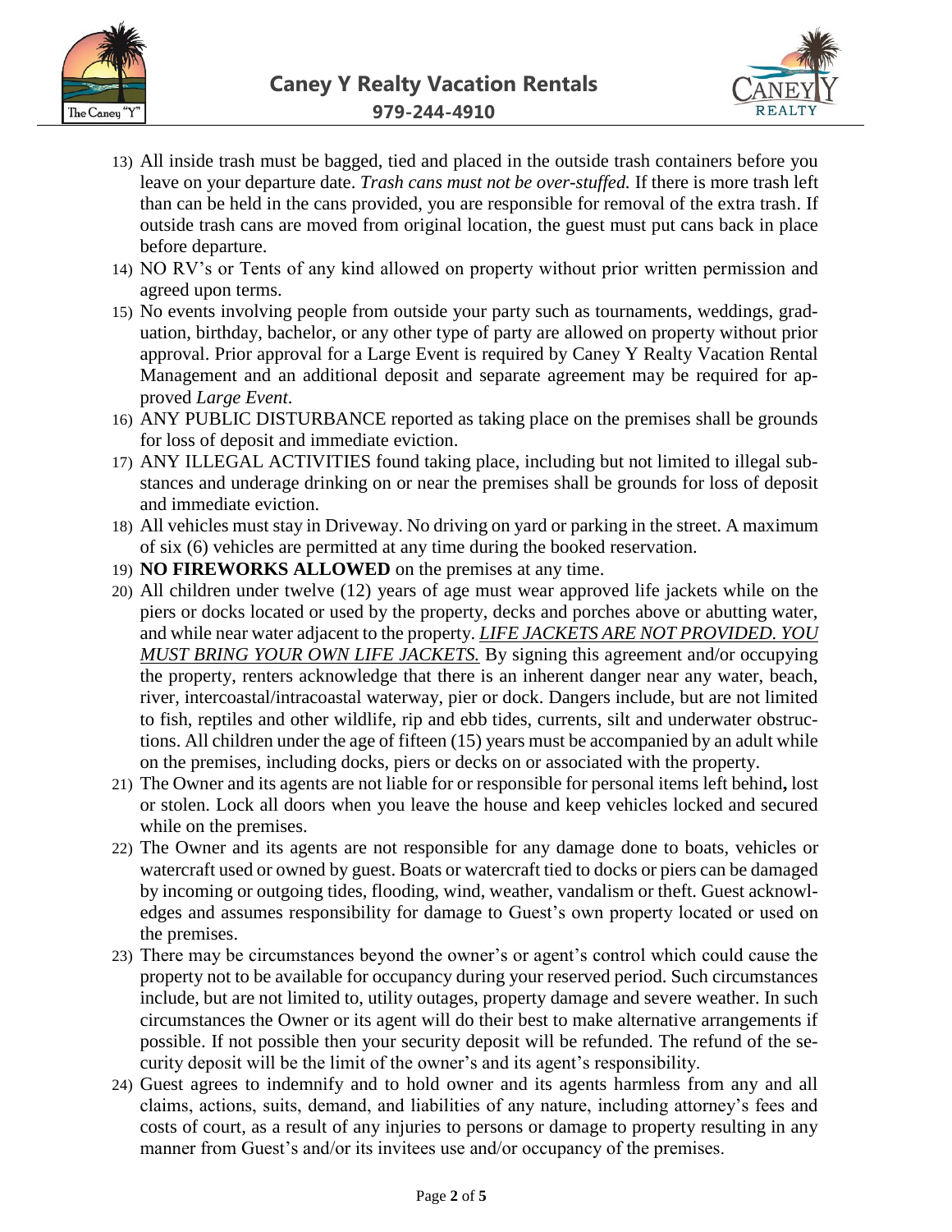13) All inside trash must be bagged, tied and placed in the outside trash containers before you leave on your departure date. *Trash cans must not be over-stuffed.* If there is more trash left than can be held in the cans provided, you are responsible for removal of the extra trash. If outside trash cans are moved from original location, the guest must put cans back in place before departure.
14) NO RV's or Tents of any kind allowed on property without prior written permission and agreed upon terms.
15) No events involving people from outside your party such as tournaments, weddings, graduation, birthday, bachelor, or any other type of party are allowed on property without prior approval. Prior approval for a Large Event is required by Caney Y Realty Vacation Rental Management and an additional deposit and separate agreement may be required for approved *Large Event*.
16) ANY PUBLIC DISTURBANCE reported as taking place on the premises shall be grounds for loss of deposit and immediate eviction.
17) ANY ILLEGAL ACTIVITIES found taking place, including but not limited to illegal substances and underage drinking on or near the premises shall be grounds for loss of deposit and immediate eviction.
18) All vehicles must stay in Driveway. No driving on yard or parking in the street. A maximum of six (6) vehicles are permitted at any time during the booked reservation.
19) **NO FIREWORKS ALLOWED** on the premises at any time.
20) All children under twelve (12) years of age must wear approved life jackets while on the piers or docks located or used by the property, decks and porches above or abutting water, and while near water adjacent to the property. ***LIFE JACKETS ARE NOT PROVIDED. YOU MUST BRING YOUR OWN LIFE JACKETS.*** By signing this agreement and/or occupying the property, renters acknowledge that there is an inherent danger near any water, beach, river, intercoastal/intracoastal waterway, pier or dock. Dangers include, but are not limited to fish, reptiles and other wildlife, rip and ebb tides, currents, silt and underwater obstructions. All children under the age of fifteen (15) years must be accompanied by an adult while on the premises, including docks, piers or decks on or associated with the property.
21) The Owner and its agents are not liable for or responsible for personal items left behind**,** lost or stolen. Lock all doors when you leave the house and keep vehicles locked and secured while on the premises.
22) The Owner and its agents are not responsible for any damage done to boats, vehicles or watercraft used or owned by guest. Boats or watercraft tied to docks or piers can be damaged by incoming or outgoing tides, flooding, wind, weather, vandalism or theft. Guest acknowledges and assumes responsibility for damage to Guest's own property located or used on the premises.
23) There may be circumstances beyond the owner's or agent's control which could cause the property not to be available for occupancy during your reserved period. Such circumstances include, but are not limited to, utility outages, property damage and severe weather. In such circumstances the Owner or its agent will do their best to make alternative arrangements if possible. If not possible then your security deposit will be refunded. The refund of the security deposit will be the limit of the owner's and its agent's responsibility.
24) Guest agrees to indemnify and to hold owner and its agents harmless from any and all claims, actions, suits, demand, and liabilities of any nature, including attorney's fees and costs of court, as a result of any injuries to persons or damage to property resulting in any manner from Guest's and/or its invitees use and/or occupancy of the premises.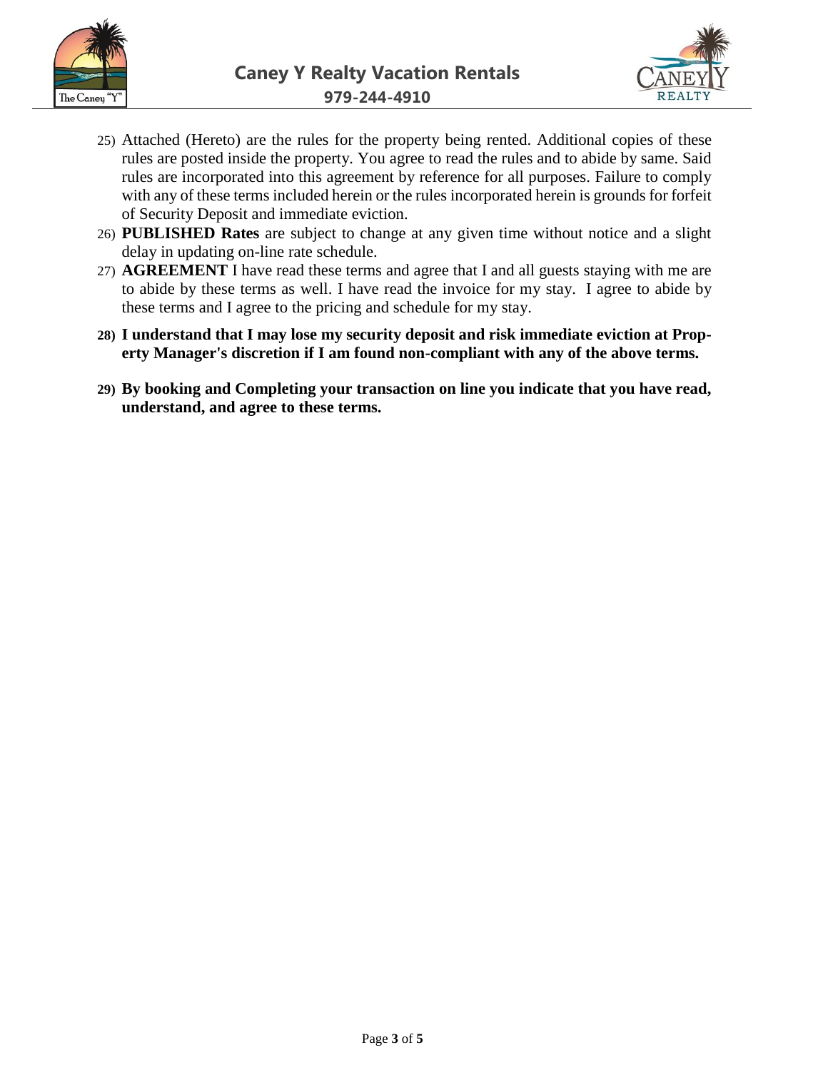25) Attached (Hereto) are the rules for the property being rented. Additional copies of these rules are posted inside the property. You agree to read the rules and to abide by same. Said rules are incorporated into this agreement by reference for all purposes. Failure to comply with any of these terms included herein or the rules incorporated herein is grounds for forfeit of Security Deposit and immediate eviction.
26) **PUBLISHED Rates** are subject to change at any given time without notice and a slight delay in updating on-line rate schedule.
27) **AGREEMENT** I have read these terms and agree that I and all guests staying with me are to abide by these terms as well. I have read the invoice for my stay. I agree to abide by these terms and I agree to the pricing and schedule for my stay.
28) **I understand that I may lose my security deposit and risk immediate eviction at Property Manager's discretion if I am found non-compliant with any of the above terms.**
29) **By booking and Completing your transaction on line you indicate that you have read, understand, and agree to these terms.**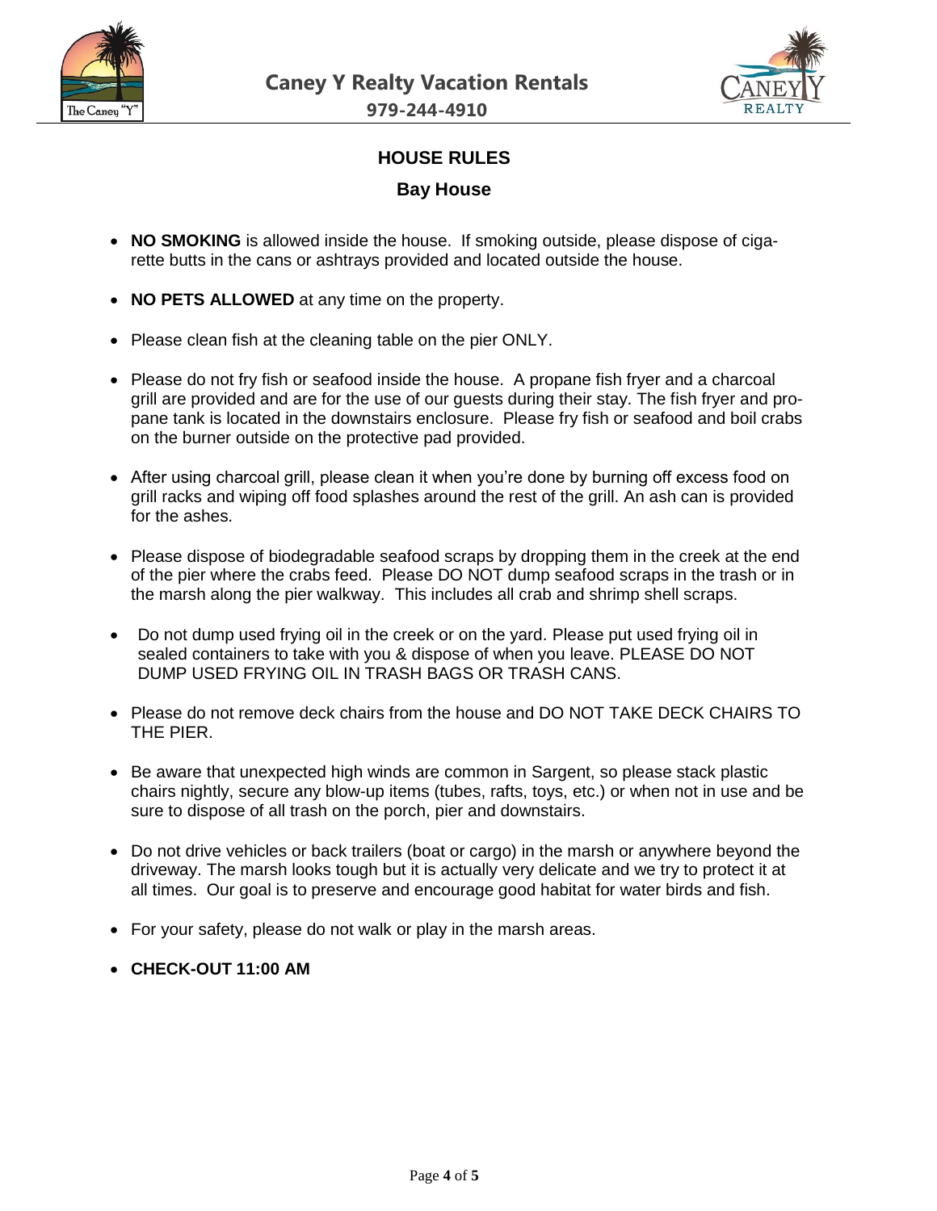# HOUSE RULES

## Bay House

- **NO SMOKING** is allowed inside the house. If smoking outside, please dispose of cigarette butts in the cans or ashtrays provided and located outside the house.
- **NO PETS ALLOWED** at any time on the property.
- Please clean fish at the cleaning table on the pier ONLY.
- Please do not fry fish or seafood inside the house. A propane fish fryer and a charcoal grill are provided and are for the use of our guests during their stay. The fish fryer and propane tank is located in the downstairs enclosure. Please fry fish or seafood and boil crabs on the burner outside on the protective pad provided.
- After using charcoal grill, please clean it when you're done by burning off excess food on grill racks and wiping off food splashes around the rest of the grill. An ash can is provided for the ashes.
- Please dispose of biodegradable seafood scraps by dropping them in the creek at the end of the pier where the crabs feed. Please DO NOT dump seafood scraps in the trash or in the marsh along the pier walkway. This includes all crab and shrimp shell scraps.
- Do not dump used frying oil in the creek or on the yard. Please put used frying oil in sealed containers to take with you & dispose of when you leave. PLEASE DO NOT DUMP USED FRYING OIL IN TRASH BAGS OR TRASH CANS.
- Please do not remove deck chairs from the house and DO NOT TAKE DECK CHAIRS TO THE PIER.
- Be aware that unexpected high winds are common in Sargent, so please stack plastic chairs nightly, secure any blow-up items (tubes, rafts, toys, etc.) or when not in use and be sure to dispose of all trash on the porch, pier and downstairs.
- Do not drive vehicles or back trailers (boat or cargo) in the marsh or anywhere beyond the driveway. The marsh looks tough but it is actually very delicate and we try to protect it at all times. Our goal is to preserve and encourage good habitat for water birds and fish.
- For your safety, please do not walk or play in the marsh areas.
- **CHECK-OUT 11:00 AM**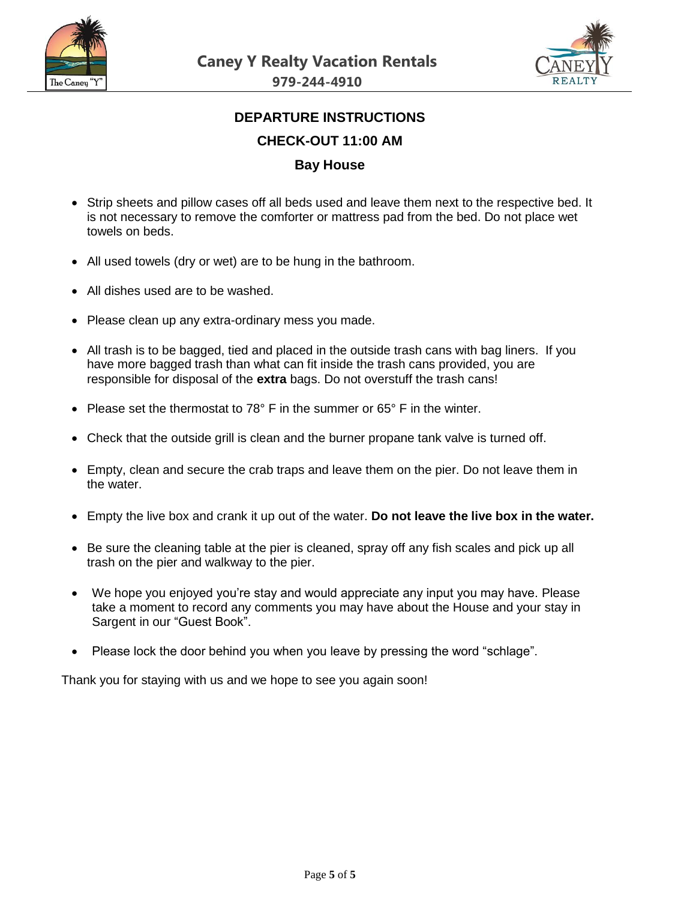# DEPARTURE INSTRUCTIONS

## CHECK-OUT 11:00 AM

### Bay House

- Strip sheets and pillow cases off all beds used and leave them next to the respective bed. It is not necessary to remove the comforter or mattress pad from the bed. Do not place wet towels on beds.
- All used towels (dry or wet) are to be hung in the bathroom.
- All dishes used are to be washed.
- Please clean up any extra-ordinary mess you made.
- All trash is to be bagged, tied and placed in the outside trash cans with bag liners. If you have more bagged trash than what can fit inside the trash cans provided, you are responsible for disposal of the **extra** bags. Do not overstuff the trash cans!
- Please set the thermostat to 78° F in the summer or 65° F in the winter.
- Check that the outside grill is clean and the burner propane tank valve is turned off.
- Empty, clean and secure the crab traps and leave them on the pier. Do not leave them in the water.
- Empty the live box and crank it up out of the water. **Do not leave the live box in the water.**
- Be sure the cleaning table at the pier is cleaned, spray off any fish scales and pick up all trash on the pier and walkway to the pier.
- We hope you enjoyed you're stay and would appreciate any input you may have. Please take a moment to record any comments you may have about the House and your stay in Sargent in our "Guest Book".
- Please lock the door behind you when you leave by pressing the word "schlage".

Thank you for staying with us and we hope to see you again soon!